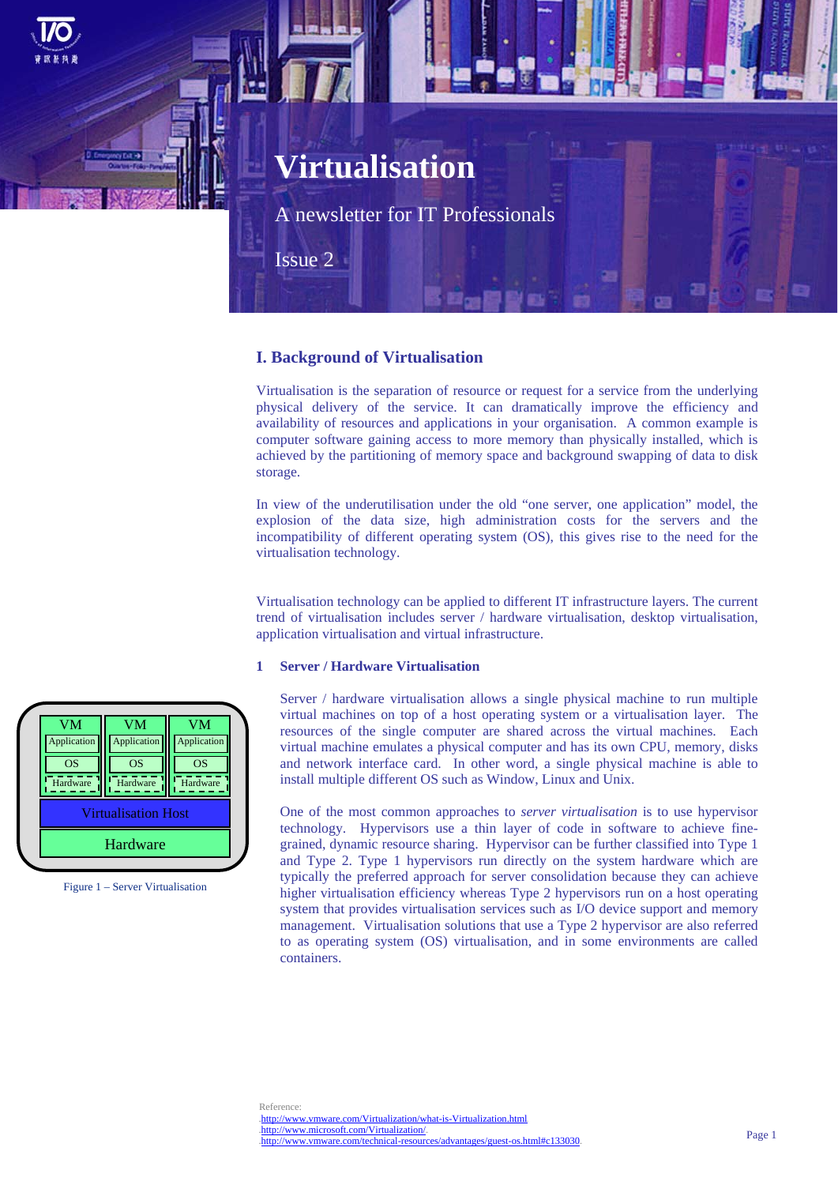# Virtualisation

A newsletter for IT Professionals

Issue 2

## I. Background of Virtualisation

Virtualisation is the separation of resource or request for a service from the underlying physical delivery of the service. It can dramatically improve the efficiency and availability of resources and applications in your organisation. A common example is computer software gaining access to more memory than physically installed, which is achieved by the partitioning of memory space and background swapping of data to disk storage.

In view of the underutilisation under the old "one server, one application" model, the explosion of the data size, high administration costs for the servers and the incompatibility of different operating system (OS), this gives rise to the need for the virtualisation technology.

Virtualisation technology can be applied to different IT infrastructure layers. The current trend of virtualisation includes server / hardware virtualisation, desktop virtualisation, application virtualisation and virtual infrastructure.

### 1 Server / Hardware Virtualisation

Server / hardware virtualisation allows a single physical machine to run multiple virtual machines on top of a host operating system or a virtualisation layer. The resources of the single computer are shared across the virtual machines. Each virtual machine emulates a physical computer and has its own CPU, memory, disks and network interface card. In other word, a single physical machine is able to install multiple different OS such as Window, Linux and Unix.

| VM | VM | VM |
|---|---|---|
| Application | Application | Application |
| OS | OS | OS |
| Hardware | Hardware | Hardware |
| Virtualisation Host | | |
| Hardware | | |

Figure 1 – Server Virtualisation

One of the most common approaches to *server virtualisation* is to use hypervisor technology. Hypervisors use a thin layer of code in software to achieve fine-grained, dynamic resource sharing. Hypervisor can be further classified into Type 1 and Type 2. Type 1 hypervisors run directly on the system hardware which are typically the preferred approach for server consolidation because they can achieve higher virtualisation efficiency whereas Type 2 hypervisors run on a host operating system that provides virtualisation services such as I/O device support and memory management. Virtualisation solutions that use a Type 2 hypervisor are also referred to as operating system (OS) virtualisation, and in some environments are called containers.

Reference:
http://www.vmware.com/Virtualization/what-is-Virtualization.html
http://www.microsoft.com/Virtualization/
http://www.vmware.com/technical-resources/advantages/guest-os.html#c133030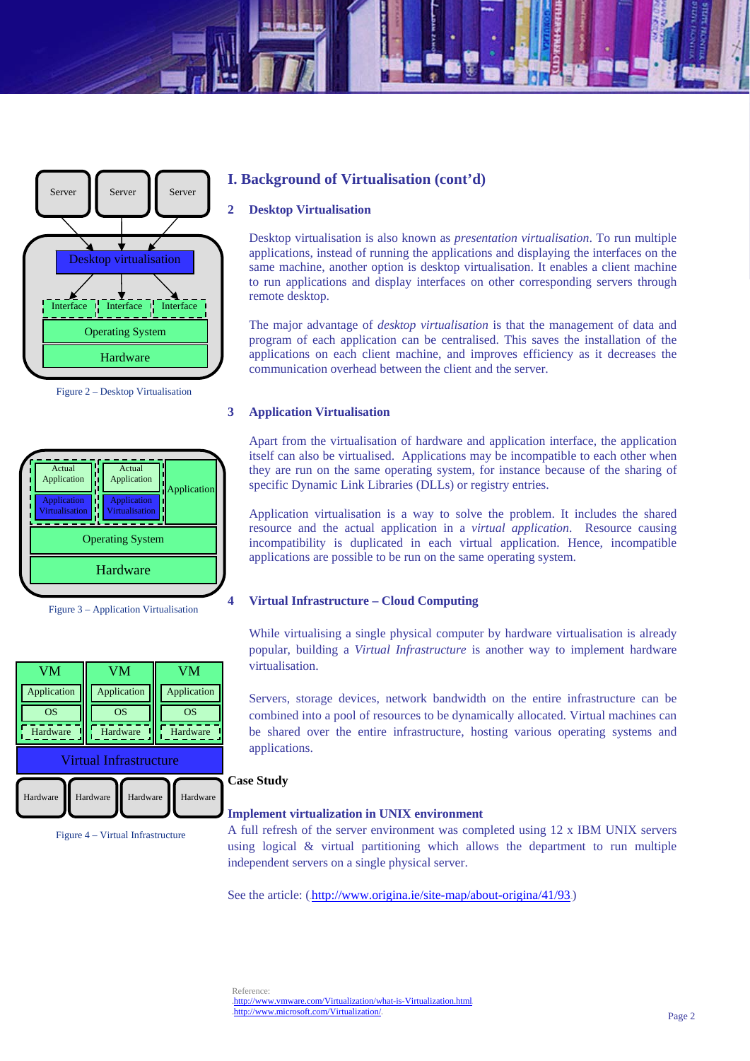## I. Background of Virtualisation (cont'd)

### 2 Desktop Virtualisation

Desktop virtualisation is also known as *presentation virtualisation*. To run multiple applications, instead of running the applications and displaying the interfaces on the same machine, another option is desktop virtualisation. It enables a client machine to run applications and display interfaces on other corresponding servers through remote desktop.

The major advantage of *desktop virtualisation* is that the management of data and program of each application can be centralised. This saves the installation of the applications on each client machine, and improves efficiency as it decreases the communication overhead between the client and the server.

Figure 2 – Desktop Virtualisation

### 3 Application Virtualisation

Apart from the virtualisation of hardware and application interface, the application itself can also be virtualised. Applications may be incompatible to each other when they are run on the same operating system, for instance because of the sharing of specific Dynamic Link Libraries (DLLs) or registry entries.

Application virtualisation is a way to solve the problem. It includes the shared resource and the actual application in a *virtual application*. Resource causing incompatibility is duplicated in each virtual application. Hence, incompatible applications are possible to be run on the same operating system.

Figure 3 – Application Virtualisation

### 4 Virtual Infrastructure – Cloud Computing

While virtualising a single physical computer by hardware virtualisation is already popular, building a *Virtual Infrastructure* is another way to implement hardware virtualisation.

Servers, storage devices, network bandwidth on the entire infrastructure can be combined into a pool of resources to be dynamically allocated. Virtual machines can be shared over the entire infrastructure, hosting various operating systems and applications.

Figure 4 – Virtual Infrastructure

**Case Study**

**Implement virtualization in UNIX environment**

A full refresh of the server environment was completed using 12 x IBM UNIX servers using logical & virtual partitioning which allows the department to run multiple independent servers on a single physical server.

See the article: (http://www.origina.ie/site-map/about-origina/41/93)

Reference:
http://www.vmware.com/Virtualization/what-is-Virtualization.html
http://www.microsoft.com/Virtualization/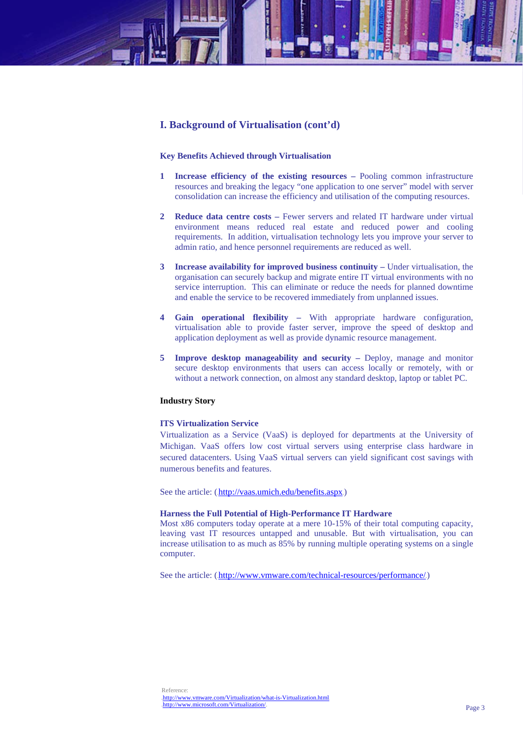## I. Background of Virtualisation (cont'd)

### Key Benefits Achieved through Virtualisation

1. **Increase efficiency of the existing resources –** Pooling common infrastructure resources and breaking the legacy "one application to one server" model with server consolidation can increase the efficiency and utilisation of the computing resources.

2. **Reduce data centre costs –** Fewer servers and related IT hardware under virtual environment means reduced real estate and reduced power and cooling requirements. In addition, virtualisation technology lets you improve your server to admin ratio, and hence personnel requirements are reduced as well.

3. **Increase availability for improved business continuity –** Under virtualisation, the organisation can securely backup and migrate entire IT virtual environments with no service interruption. This can eliminate or reduce the needs for planned downtime and enable the service to be recovered immediately from unplanned issues.

4. **Gain operational flexibility –** With appropriate hardware configuration, virtualisation able to provide faster server, improve the speed of desktop and application deployment as well as provide dynamic resource management.

5. **Improve desktop manageability and security –** Deploy, manage and monitor secure desktop environments that users can access locally or remotely, with or without a network connection, on almost any standard desktop, laptop or tablet PC.

### Industry Story

**ITS Virtualization Service**

Virtualization as a Service (VaaS) is deployed for departments at the University of Michigan. VaaS offers low cost virtual servers using enterprise class hardware in secured datacenters. Using VaaS virtual servers can yield significant cost savings with numerous benefits and features.

See the article: (http://vaas.umich.edu/benefits.aspx)

**Harness the Full Potential of High-Performance IT Hardware**

Most x86 computers today operate at a mere 10-15% of their total computing capacity, leaving vast IT resources untapped and unusable. But with virtualisation, you can increase utilisation to as much as 85% by running multiple operating systems on a single computer.

See the article: (http://www.vmware.com/technical-resources/performance/)

Reference:
http://www.vmware.com/Virtualization/what-is-Virtualization.html
http://www.microsoft.com/Virtualization/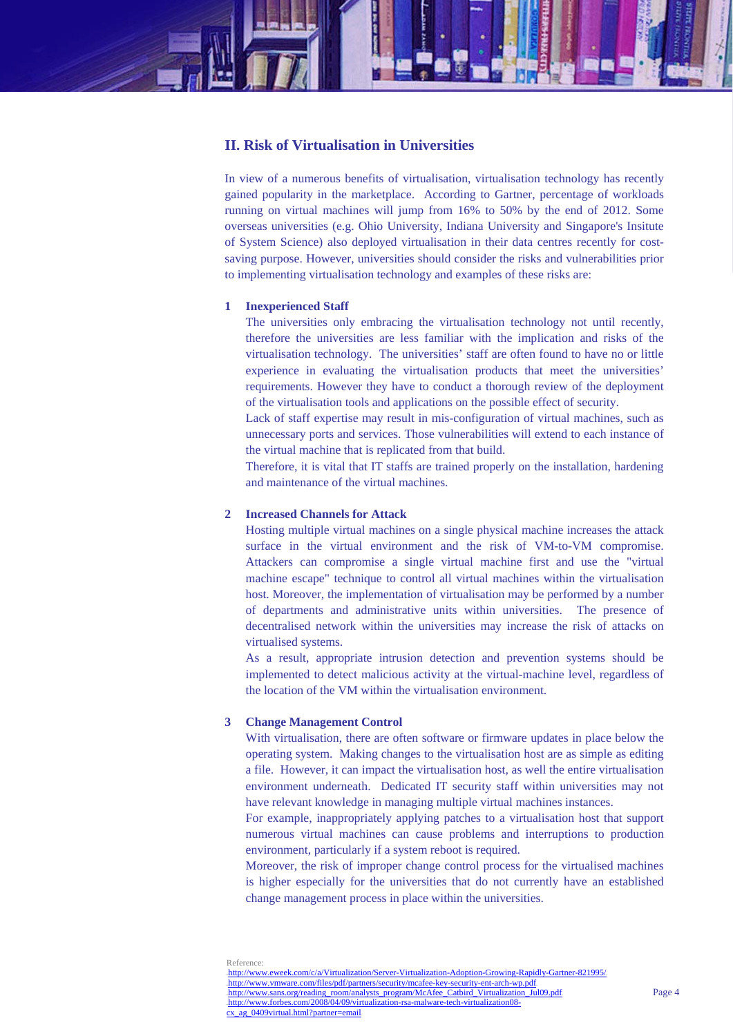## II. Risk of Virtualisation in Universities

In view of a numerous benefits of virtualisation, virtualisation technology has recently gained popularity in the marketplace. According to Gartner, percentage of workloads running on virtual machines will jump from 16% to 50% by the end of 2012. Some overseas universities (e.g. Ohio University, Indiana University and Singapore's Insitute of System Science) also deployed virtualisation in their data centres recently for cost-saving purpose. However, universities should consider the risks and vulnerabilities prior to implementing virtualisation technology and examples of these risks are:

### 1 Inexperienced Staff

The universities only embracing the virtualisation technology not until recently, therefore the universities are less familiar with the implication and risks of the virtualisation technology. The universities' staff are often found to have no or little experience in evaluating the virtualisation products that meet the universities' requirements. However they have to conduct a thorough review of the deployment of the virtualisation tools and applications on the possible effect of security.

Lack of staff expertise may result in mis-configuration of virtual machines, such as unnecessary ports and services. Those vulnerabilities will extend to each instance of the virtual machine that is replicated from that build.

Therefore, it is vital that IT staffs are trained properly on the installation, hardening and maintenance of the virtual machines.

### 2 Increased Channels for Attack

Hosting multiple virtual machines on a single physical machine increases the attack surface in the virtual environment and the risk of VM-to-VM compromise. Attackers can compromise a single virtual machine first and use the "virtual machine escape" technique to control all virtual machines within the virtualisation host. Moreover, the implementation of virtualisation may be performed by a number of departments and administrative units within universities. The presence of decentralised network within the universities may increase the risk of attacks on virtualised systems.

As a result, appropriate intrusion detection and prevention systems should be implemented to detect malicious activity at the virtual-machine level, regardless of the location of the VM within the virtualisation environment.

### 3 Change Management Control

With virtualisation, there are often software or firmware updates in place below the operating system. Making changes to the virtualisation host are as simple as editing a file. However, it can impact the virtualisation host, as well the entire virtualisation environment underneath. Dedicated IT security staff within universities may not have relevant knowledge in managing multiple virtual machines instances.

For example, inappropriately applying patches to a virtualisation host that support numerous virtual machines can cause problems and interruptions to production environment, particularly if a system reboot is required.

Moreover, the risk of improper change control process for the virtualised machines is higher especially for the universities that do not currently have an established change management process in place within the universities.

Reference:
http://www.eweek.com/c/a/Virtualization/Server-Virtualization-Adoption-Growing-Rapidly-Gartner-821995/
http://www.vmware.com/files/pdf/partners/security/mcafee-key-security-ent-arch-wp.pdf
http://www.sans.org/reading_room/analysts_program/McAfee_Catbird_Virtualization_Jul09.pdf
http://www.forbes.com/2008/04/09/virtualization-rsa-malware-tech-virtualization08-cx_ag_0409virtual.html?partner=email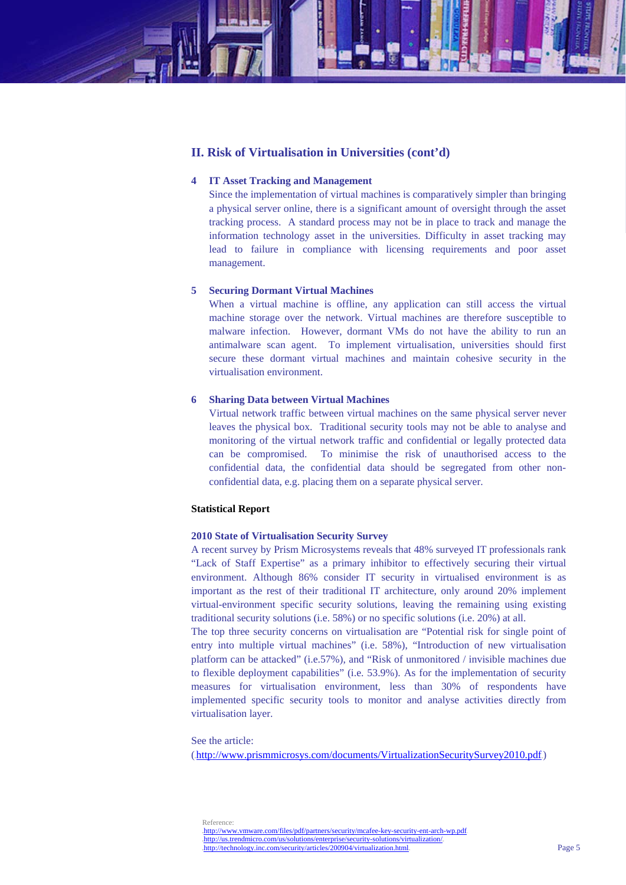## II. Risk of Virtualisation in Universities (cont'd)

### 4 IT Asset Tracking and Management

Since the implementation of virtual machines is comparatively simpler than bringing a physical server online, there is a significant amount of oversight through the asset tracking process. A standard process may not be in place to track and manage the information technology asset in the universities. Difficulty in asset tracking may lead to failure in compliance with licensing requirements and poor asset management.

### 5 Securing Dormant Virtual Machines

When a virtual machine is offline, any application can still access the virtual machine storage over the network. Virtual machines are therefore susceptible to malware infection. However, dormant VMs do not have the ability to run an antimalware scan agent. To implement virtualisation, universities should first secure these dormant virtual machines and maintain cohesive security in the virtualisation environment.

### 6 Sharing Data between Virtual Machines

Virtual network traffic between virtual machines on the same physical server never leaves the physical box. Traditional security tools may not be able to analyse and monitoring of the virtual network traffic and confidential or legally protected data can be compromised. To minimise the risk of unauthorised access to the confidential data, the confidential data should be segregated from other non-confidential data, e.g. placing them on a separate physical server.

**Statistical Report**

**2010 State of Virtualisation Security Survey**

A recent survey by Prism Microsystems reveals that 48% surveyed IT professionals rank "Lack of Staff Expertise" as a primary inhibitor to effectively securing their virtual environment. Although 86% consider IT security in virtualised environment is as important as the rest of their traditional IT architecture, only around 20% implement virtual-environment specific security solutions, leaving the remaining using existing traditional security solutions (i.e. 58%) or no specific solutions (i.e. 20%) at all.

The top three security concerns on virtualisation are "Potential risk for single point of entry into multiple virtual machines" (i.e. 58%), "Introduction of new virtualisation platform can be attacked" (i.e.57%), and "Risk of unmonitored / invisible machines due to flexible deployment capabilities" (i.e. 53.9%). As for the implementation of security measures for virtualisation environment, less than 30% of respondents have implemented specific security tools to monitor and analyse activities directly from virtualisation layer.

See the article:
( http://www.prismmicrosys.com/documents/VirtualizationSecuritySurvey2010.pdf )

Reference:
http://www.vmware.com/files/pdf/partners/security/mcafee-key-security-ent-arch-wp.pdf
http://us.trendmicro.com/us/solutions/enterprise/security-solutions/virtualization/
http://technology.inc.com/security/articles/200904/virtualization.html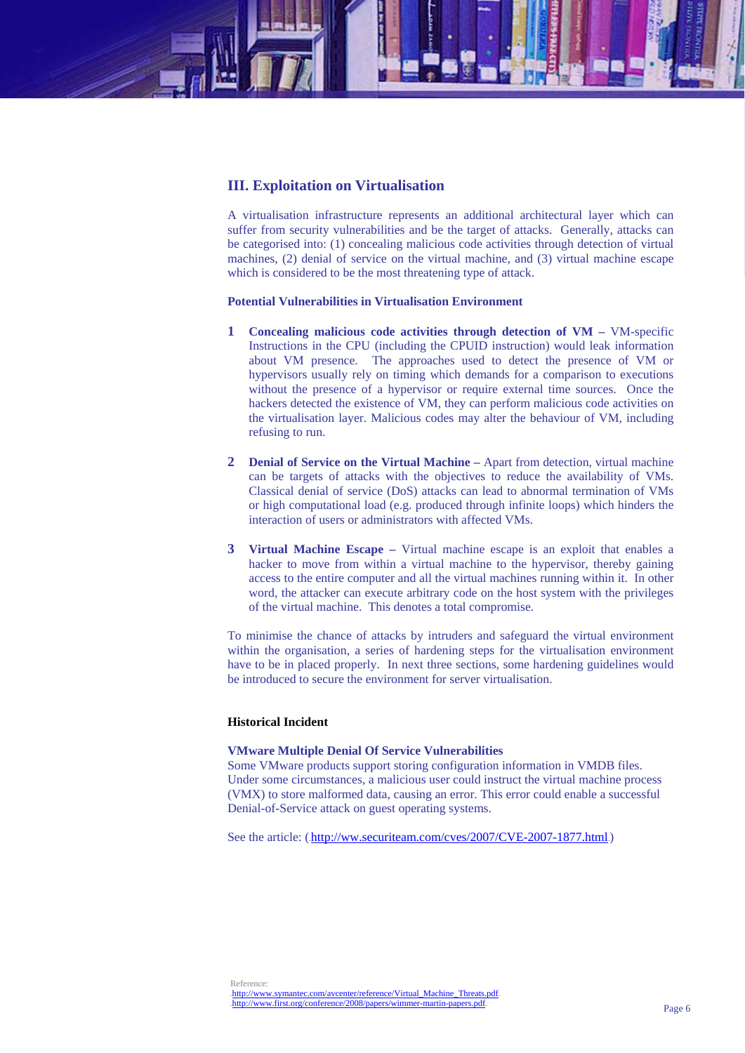## III. Exploitation on Virtualisation

A virtualisation infrastructure represents an additional architectural layer which can suffer from security vulnerabilities and be the target of attacks. Generally, attacks can be categorised into: (1) concealing malicious code activities through detection of virtual machines, (2) denial of service on the virtual machine, and (3) virtual machine escape which is considered to be the most threatening type of attack.

### Potential Vulnerabilities in Virtualisation Environment

1. **Concealing malicious code activities through detection of VM –** VM-specific Instructions in the CPU (including the CPUID instruction) would leak information about VM presence. The approaches used to detect the presence of VM or hypervisors usually rely on timing which demands for a comparison to executions without the presence of a hypervisor or require external time sources. Once the hackers detected the existence of VM, they can perform malicious code activities on the virtualisation layer. Malicious codes may alter the behaviour of VM, including refusing to run.

2. **Denial of Service on the Virtual Machine –** Apart from detection, virtual machine can be targets of attacks with the objectives to reduce the availability of VMs. Classical denial of service (DoS) attacks can lead to abnormal termination of VMs or high computational load (e.g. produced through infinite loops) which hinders the interaction of users or administrators with affected VMs.

3. **Virtual Machine Escape –** Virtual machine escape is an exploit that enables a hacker to move from within a virtual machine to the hypervisor, thereby gaining access to the entire computer and all the virtual machines running within it. In other word, the attacker can execute arbitrary code on the host system with the privileges of the virtual machine. This denotes a total compromise.

To minimise the chance of attacks by intruders and safeguard the virtual environment within the organisation, a series of hardening steps for the virtualisation environment have to be in placed properly. In next three sections, some hardening guidelines would be introduced to secure the environment for server virtualisation.

### Historical Incident

**VMware Multiple Denial Of Service Vulnerabilities**

Some VMware products support storing configuration information in VMDB files. Under some circumstances, a malicious user could instruct the virtual machine process (VMX) to store malformed data, causing an error. This error could enable a successful Denial-of-Service attack on guest operating systems.

See the article: ( http://ww.securiteam.com/cves/2007/CVE-2007-1877.html )

Reference:
http://www.symantec.com/avcenter/reference/Virtual_Machine_Threats.pdf
http://www.first.org/conference/2008/papers/wimmer-martin-papers.pdf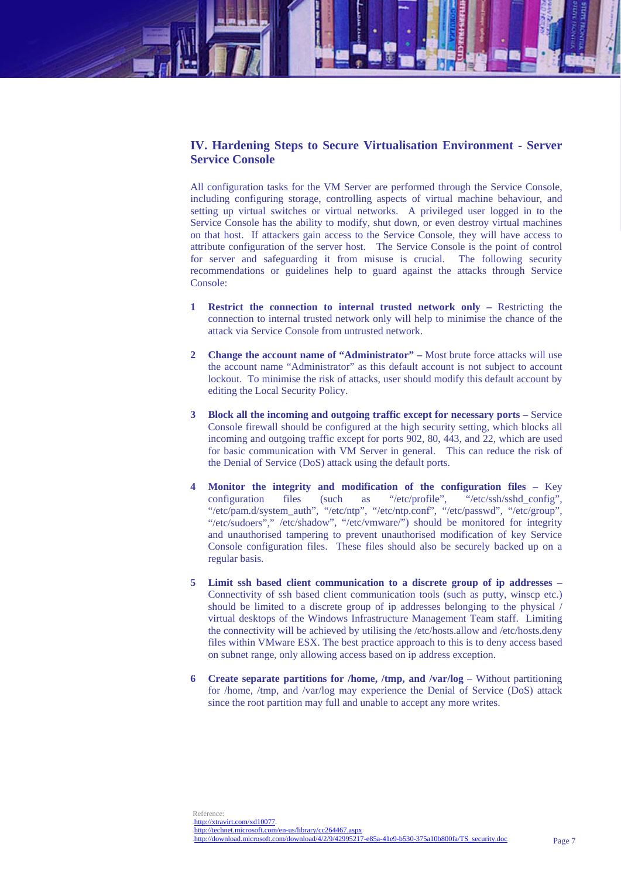## IV. Hardening Steps to Secure Virtualisation Environment - Server Service Console

All configuration tasks for the VM Server are performed through the Service Console, including configuring storage, controlling aspects of virtual machine behaviour, and setting up virtual switches or virtual networks. A privileged user logged in to the Service Console has the ability to modify, shut down, or even destroy virtual machines on that host. If attackers gain access to the Service Console, they will have access to attribute configuration of the server host. The Service Console is the point of control for server and safeguarding it from misuse is crucial. The following security recommendations or guidelines help to guard against the attacks through Service Console:

1. **Restrict the connection to internal trusted network only –** Restricting the connection to internal trusted network only will help to minimise the chance of the attack via Service Console from untrusted network.

2. **Change the account name of "Administrator" –** Most brute force attacks will use the account name "Administrator" as this default account is not subject to account lockout. To minimise the risk of attacks, user should modify this default account by editing the Local Security Policy.

3. **Block all the incoming and outgoing traffic except for necessary ports –** Service Console firewall should be configured at the high security setting, which blocks all incoming and outgoing traffic except for ports 902, 80, 443, and 22, which are used for basic communication with VM Server in general. This can reduce the risk of the Denial of Service (DoS) attack using the default ports.

4. **Monitor the integrity and modification of the configuration files –** Key configuration files (such as "/etc/profile", "/etc/ssh/sshd_config", "/etc/pam.d/system_auth", "/etc/ntp", "/etc/ntp.conf", "/etc/passwd", "/etc/group", "/etc/sudoers"," /etc/shadow", "/etc/vmware/") should be monitored for integrity and unauthorised tampering to prevent unauthorised modification of key Service Console configuration files. These files should also be securely backed up on a regular basis.

5. **Limit ssh based client communication to a discrete group of ip addresses –** Connectivity of ssh based client communication tools (such as putty, winscp etc.) should be limited to a discrete group of ip addresses belonging to the physical / virtual desktops of the Windows Infrastructure Management Team staff. Limiting the connectivity will be achieved by utilising the /etc/hosts.allow and /etc/hosts.deny files within VMware ESX. The best practice approach to this is to deny access based on subnet range, only allowing access based on ip address exception.

6. **Create separate partitions for /home, /tmp, and /var/log** – Without partitioning for /home, /tmp, and /var/log may experience the Denial of Service (DoS) attack since the root partition may full and unable to accept any more writes.

Reference:
http://xtravirt.com/xd10077
http://technet.microsoft.com/en-us/library/cc264467.aspx
http://download.microsoft.com/download/4/2/9/42995217-e85a-41e9-b530-375a10b800fa/TS_security.doc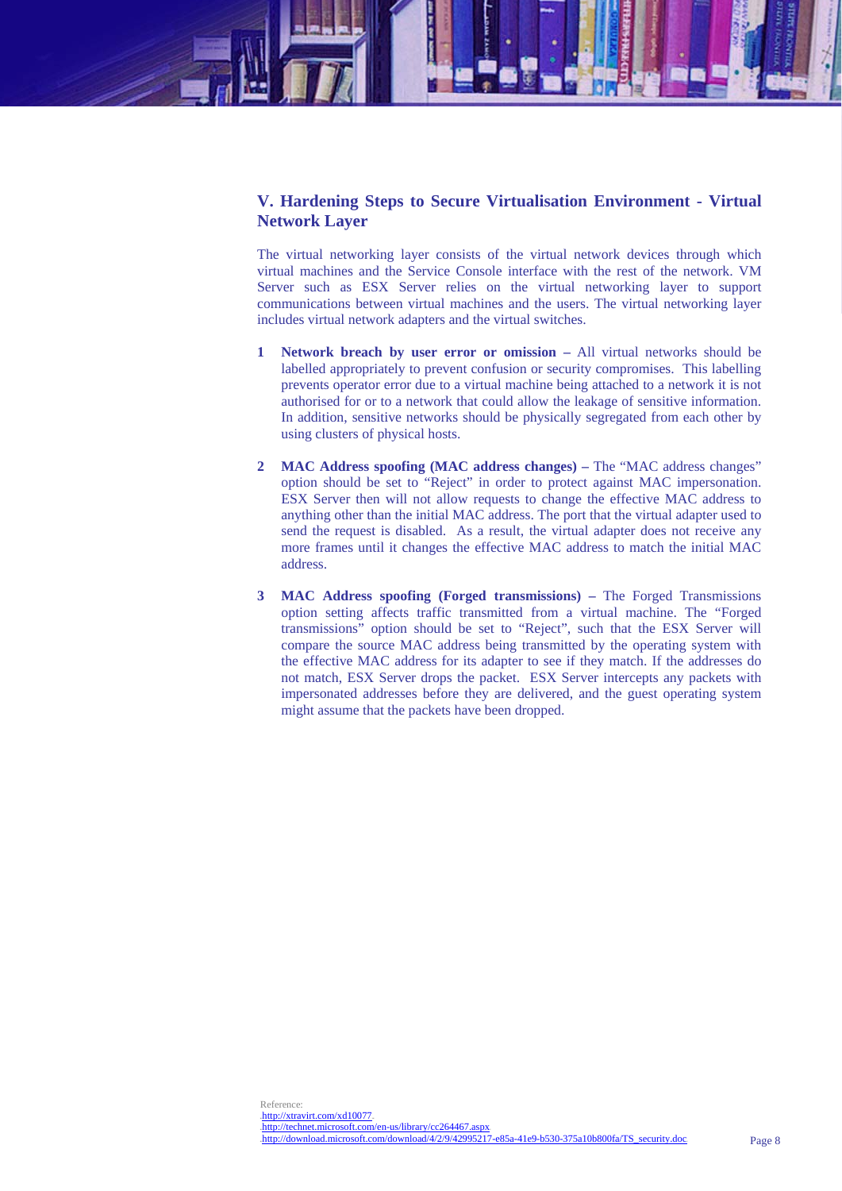## V. Hardening Steps to Secure Virtualisation Environment - Virtual Network Layer

The virtual networking layer consists of the virtual network devices through which virtual machines and the Service Console interface with the rest of the network. VM Server such as ESX Server relies on the virtual networking layer to support communications between virtual machines and the users. The virtual networking layer includes virtual network adapters and the virtual switches.

1. **Network breach by user error or omission –** All virtual networks should be labelled appropriately to prevent confusion or security compromises. This labelling prevents operator error due to a virtual machine being attached to a network it is not authorised for or to a network that could allow the leakage of sensitive information. In addition, sensitive networks should be physically segregated from each other by using clusters of physical hosts.

2. **MAC Address spoofing (MAC address changes) –** The "MAC address changes" option should be set to "Reject" in order to protect against MAC impersonation. ESX Server then will not allow requests to change the effective MAC address to anything other than the initial MAC address. The port that the virtual adapter used to send the request is disabled. As a result, the virtual adapter does not receive any more frames until it changes the effective MAC address to match the initial MAC address.

3. **MAC Address spoofing (Forged transmissions) –** The Forged Transmissions option setting affects traffic transmitted from a virtual machine. The "Forged transmissions" option should be set to "Reject", such that the ESX Server will compare the source MAC address being transmitted by the operating system with the effective MAC address for its adapter to see if they match. If the addresses do not match, ESX Server drops the packet. ESX Server intercepts any packets with impersonated addresses before they are delivered, and the guest operating system might assume that the packets have been dropped.

Reference:
http://xtravirt.com/xd10077
http://technet.microsoft.com/en-us/library/cc264467.aspx
http://download.microsoft.com/download/4/2/9/42995217-e85a-41e9-b530-375a10b800fa/TS_security.doc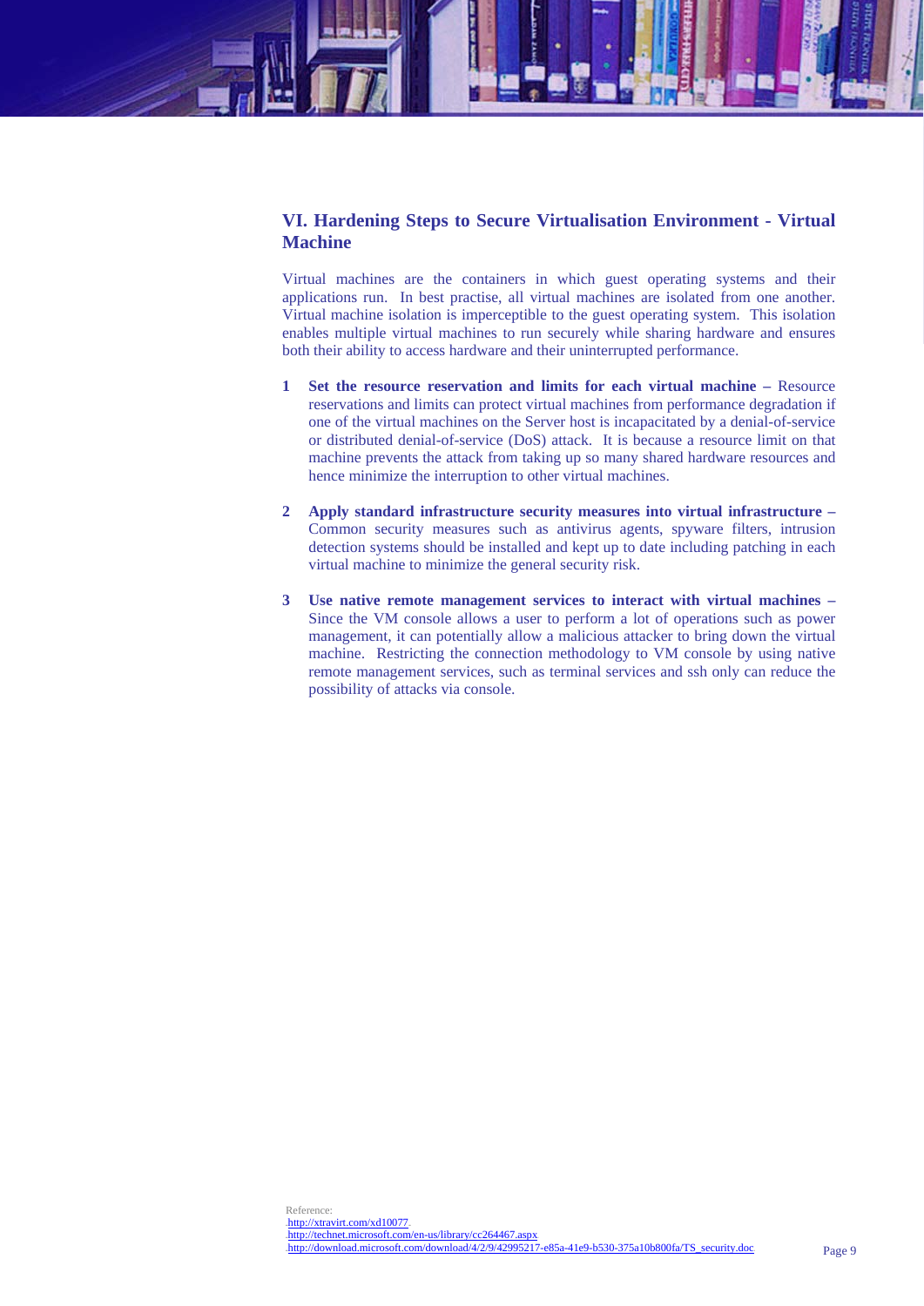## VI. Hardening Steps to Secure Virtualisation Environment - Virtual Machine

Virtual machines are the containers in which guest operating systems and their applications run. In best practise, all virtual machines are isolated from one another. Virtual machine isolation is imperceptible to the guest operating system. This isolation enables multiple virtual machines to run securely while sharing hardware and ensures both their ability to access hardware and their uninterrupted performance.

1. **Set the resource reservation and limits for each virtual machine –** Resource reservations and limits can protect virtual machines from performance degradation if one of the virtual machines on the Server host is incapacitated by a denial-of-service or distributed denial-of-service (DoS) attack. It is because a resource limit on that machine prevents the attack from taking up so many shared hardware resources and hence minimize the interruption to other virtual machines.

2. **Apply standard infrastructure security measures into virtual infrastructure –** Common security measures such as antivirus agents, spyware filters, intrusion detection systems should be installed and kept up to date including patching in each virtual machine to minimize the general security risk.

3. **Use native remote management services to interact with virtual machines –** Since the VM console allows a user to perform a lot of operations such as power management, it can potentially allow a malicious attacker to bring down the virtual machine. Restricting the connection methodology to VM console by using native remote management services, such as terminal services and ssh only can reduce the possibility of attacks via console.

Reference:
http://xtravirt.com/xd10077
http://technet.microsoft.com/en-us/library/cc264467.aspx
http://download.microsoft.com/download/4/2/9/42995217-e85a-41e9-b530-375a10b800fa/TS_security.doc